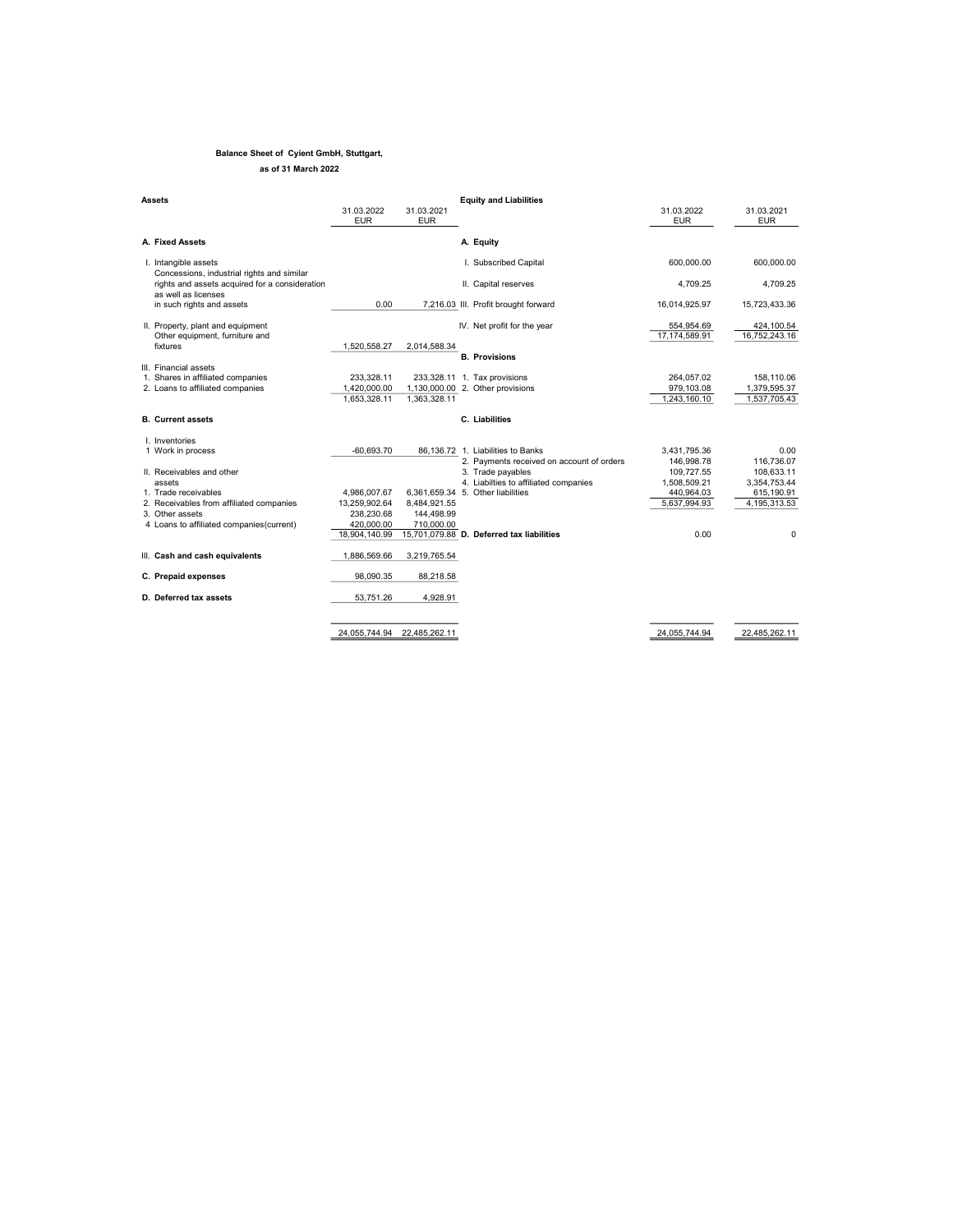**Balance Sheet of Cyient GmbH, Stuttgart,**

**as of 31 March 2022**

| Assets | 31.03.2022 EUR | 31.03.2021 EUR |
|---|---|---|
| **A. Fixed Assets** | | |
| I. Intangible assets<br>Concessions, industrial rights and similar rights and assets acquired for a consideration as well as licenses in such rights and assets | 0.00 | 7,216.03 |
| II. Property, plant and equipment<br>Other equipment, furniture and fixtures | 1,520,558.27 | 2,014,588.34 |
| III. Financial assets | | |
| 1. Shares in affiliated companies | 233,328.11 | 233,328.11 |
| 2. Loans to affiliated companies | 1,420,000.00 | 1,130,000.00 |
| | 1,653,328.11 | 1,363,328.11 |
| **B. Current assets** | | |
| I. Inventories | | |
| 1 Work in process | -60,693.70 | 86,136.72 |
| II. Receivables and other assets | | |
| 1. Trade receivables | 4,986,007.67 | 6,361,659.34 |
| 2. Receivables from affiliated companies | 13,259,902.64 | 8,484,921.55 |
| 3. Other assets | 238,230.68 | 144,498.99 |
| 4 Loans to affiliated companies(current) | 420,000.00 | 710,000.00 |
| | 18,904,140.99 | 15,701,079.88 |
| III. **Cash and cash equivalents** | 1,886,569.66 | 3,219,765.54 |
| **C. Prepaid expenses** | 98,090.35 | 88,218.58 |
| **D. Deferred tax assets** | 53,751.26 | 4,928.91 |
| | 24,055,744.94 | 22,485,262.11 |

| Equity and Liabilities | 31.03.2022 EUR | 31.03.2021 EUR |
|---|---|---|
| **A. Equity** | | |
| I. Subscribed Capital | 600,000.00 | 600,000.00 |
| II. Capital reserves | 4,709.25 | 4,709.25 |
| III. Profit brought forward | 16,014,925.97 | 15,723,433.36 |
| IV. Net profit for the year | 554,954.69 | 424,100.54 |
| | 17,174,589.91 | 16,752,243.16 |
| **B. Provisions** | | |
| 1. Tax provisions | 264,057.02 | 158,110.06 |
| 2. Other provisions | 979,103.08 | 1,379,595.37 |
| | 1,243,160.10 | 1,537,705.43 |
| **C. Liabilities** | | |
| 1. Liabilities to Banks | 3,431,795.36 | 0.00 |
| 2. Payments received on account of orders | 146,998.78 | 116,736.07 |
| 3. Trade payables | 109,727.55 | 108,633.11 |
| 4. Liabilties to affiliated companies | 1,508,509.21 | 3,354,753.44 |
| 5. Other liabilities | 440,964.03 | 615,190.91 |
| | 5,637,994.93 | 4,195,313.53 |
| **D. Deferred tax liabilities** | 0.00 | 0 |
| | 24,055,744.94 | 22,485,262.11 |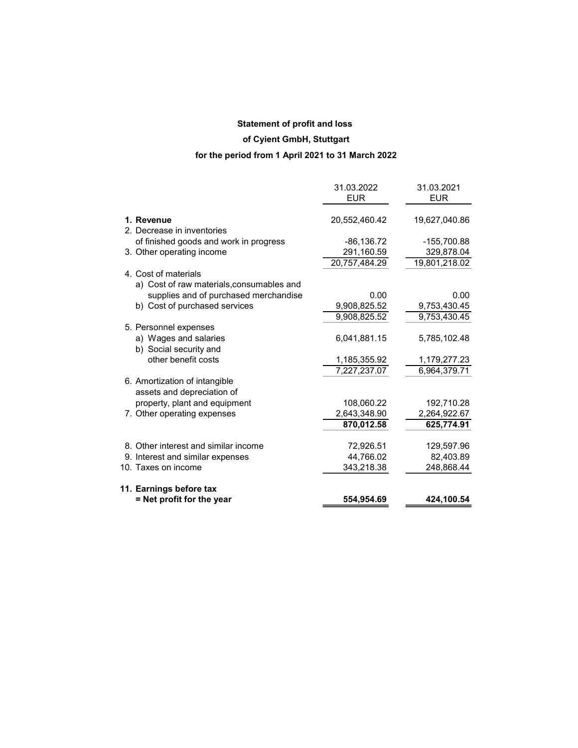**Statement of profit and loss**

**of Cyient GmbH, Stuttgart**

**for the period from 1 April 2021 to 31 March 2022**

| | 31.03.2022 EUR | 31.03.2021 EUR |
|---|---|---|
| **1. Revenue** | 20,552,460.42 | 19,627,040.86 |
| 2. Decrease in inventories of finished goods and work in progress | -86,136.72 | -155,700.88 |
| 3. Other operating income | 291,160.59 | 329,878.04 |
| | 20,757,484.29 | 19,801,218.02 |
| 4. Cost of materials | | |
| a) Cost of raw materials,consumables and supplies and of purchased merchandise | 0.00 | 0.00 |
| b) Cost of purchased services | 9,908,825.52 | 9,753,430.45 |
| | 9,908,825.52 | 9,753,430.45 |
| 5. Personnel expenses | | |
| a) Wages and salaries | 6,041,881.15 | 5,785,102.48 |
| b) Social security and other benefit costs | 1,185,355.92 | 1,179,277.23 |
| | 7,227,237.07 | 6,964,379.71 |
| 6. Amortization of intangible assets and depreciation of property, plant and equipment | 108,060.22 | 192,710.28 |
| 7. Other operating expenses | 2,643,348.90 | 2,264,922.67 |
| | **870,012.58** | **625,774.91** |
| 8. Other interest and similar income | 72,926.51 | 129,597.96 |
| 9. Interest and similar expenses | 44,766.02 | 82,403.89 |
| 10. Taxes on income | 343,218.38 | 248,868.44 |
| **11. Earnings before tax = Net profit for the year** | **554,954.69** | **424,100.54** |